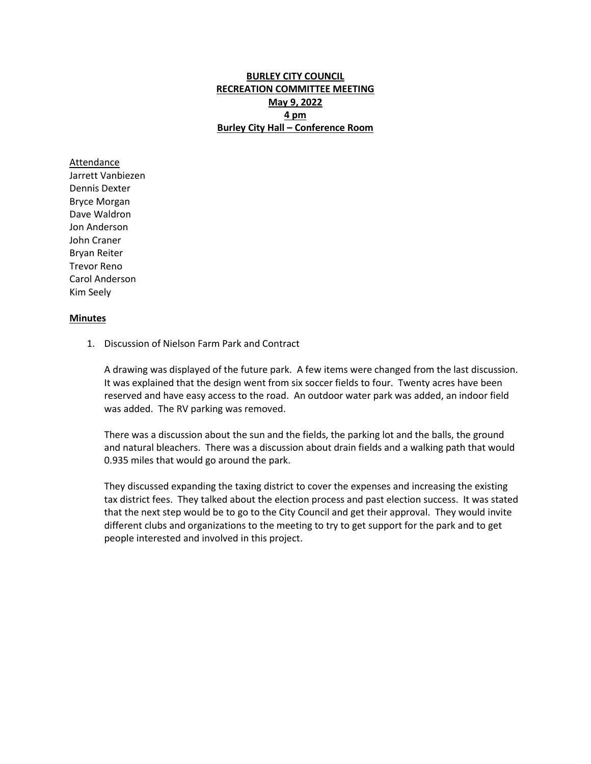# BURLEY CITY COUNCIL
## RECREATION COMMITTEE MEETING
### May 9, 2022
### 4 pm
### Burley City Hall – Conference Room

Attendance
Jarrett Vanbiezen
Dennis Dexter
Bryce Morgan
Dave Waldron
Jon Anderson
John Craner
Bryan Reiter
Trevor Reno
Carol Anderson
Kim Seely

**Minutes**

1. Discussion of Nielson Farm Park and Contract

   A drawing was displayed of the future park. A few items were changed from the last discussion. It was explained that the design went from six soccer fields to four. Twenty acres have been reserved and have easy access to the road. An outdoor water park was added, an indoor field was added. The RV parking was removed.

   There was a discussion about the sun and the fields, the parking lot and the balls, the ground and natural bleachers. There was a discussion about drain fields and a walking path that would 0.935 miles that would go around the park.

   They discussed expanding the taxing district to cover the expenses and increasing the existing tax district fees. They talked about the election process and past election success. It was stated that the next step would be to go to the City Council and get their approval. They would invite different clubs and organizations to the meeting to try to get support for the park and to get people interested and involved in this project.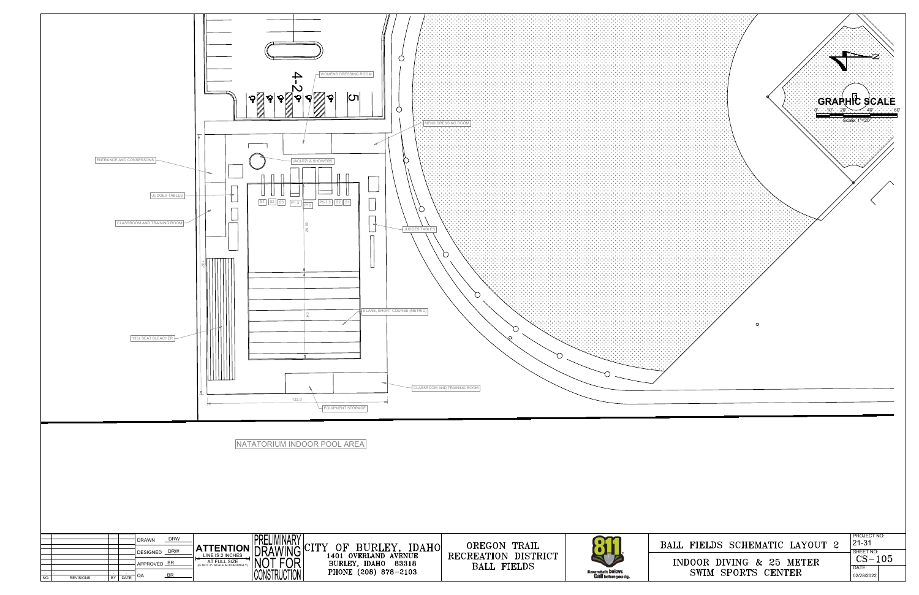ENTRANCE AND CONSESSONS

JUDGES TABLES

CLASSROOM AND TRAINING ROOM

135± SEAT BLEACHER

WOMENS DRESSING ROOM

MENS DRESSING ROOM

JACUZZI & SHOWERS

S1 S2 S3 P1-3 P10 P5-7.5 S2 S1

JUDGES TABLES

8 LANE, SHORT COURSE (METRIC)

CLASSROOM AND TRAINING ROOM

EQUIPMENT STORAGE

133.5'

4-2

5

GRAPHIC SCALE

0' 10' 20' 40' 60'

Scale: 1"=20'

N

NATATORIUM INDOOR POOL AREA

| NO. | REVISIONS | BY | DATE |
| --- | --- | --- | --- |
| | | | |

DRAWN DRW

DESIGNED DRW

APPROVED BR

QA BR

ATTENTION

LINE IS 2 INCHES AT FULL SIZE (IF NOT 2" - SCALE ACCORDINGLY)

PRELIMINARY DRAWING NOT FOR CONSTRUCTION

CITY OF BURLEY, IDAHO
1401 OVERLAND AVENUE
BURLEY, IDAHO 83318
PHONE (208) 878-2103

OREGON TRAIL RECREATION DISTRICT BALL FIELDS

811 Know what's below. Call before you dig.

BALL FIELDS SCHEMATIC LAYOUT 2

INDOOR DIVING & 25 METER SWIM SPORTS CENTER

PROJECT NO: 21-31

SHEET NO: CS-105

DATE: 02/28/2022